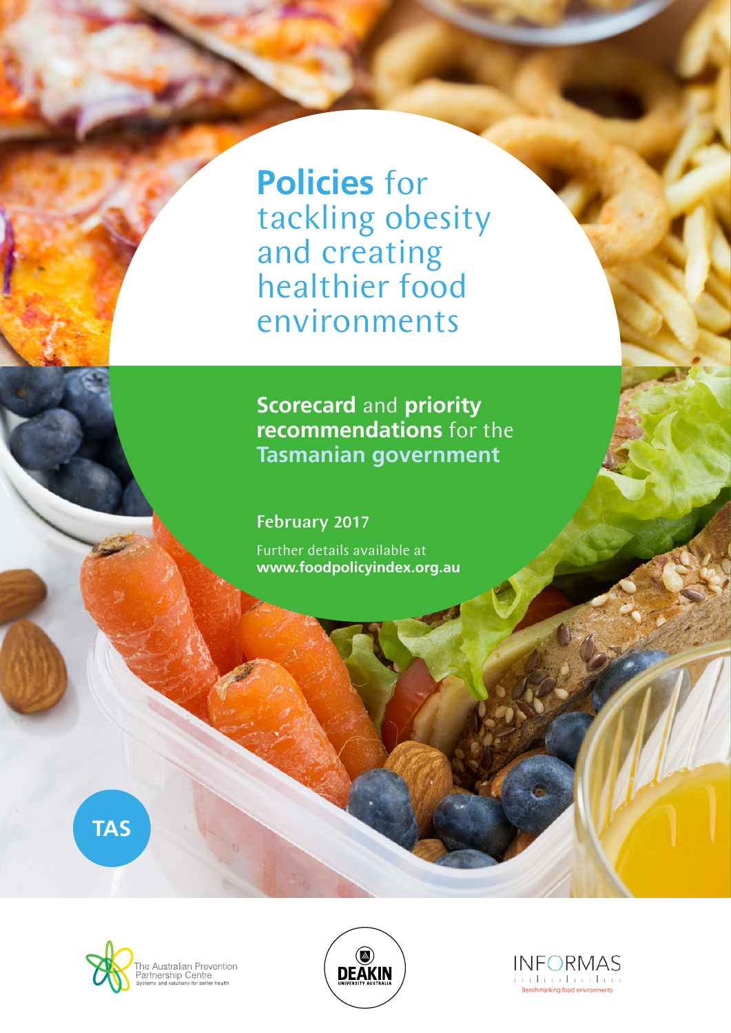# **Policies** for tackling obesity and creating healthier food environments

## **Scorecard** and **priority recommendations** for the **Tasmanian government**

**February 2017**

Further details available at
**www.foodpolicyindex.org.au**

TAS

The Australian Prevention Partnership Centre
Systems and solutions for better health

DEAKIN UNIVERSITY AUSTRALIA

INFORMAS
Benchmarking food environments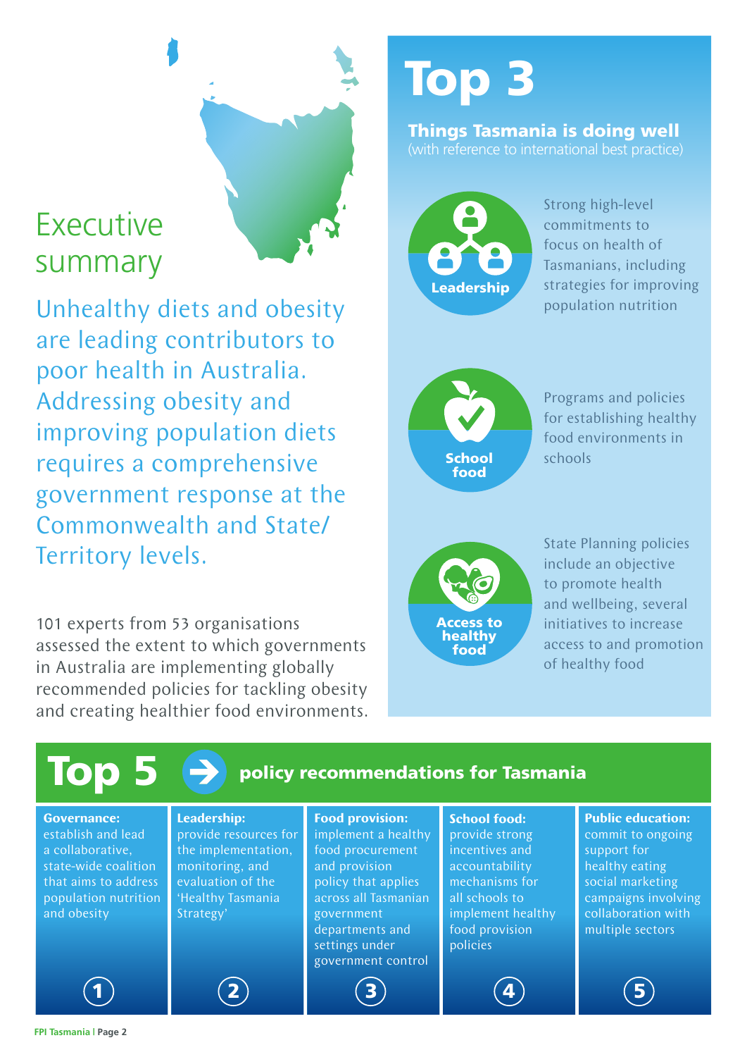# Executive summary

Unhealthy diets and obesity are leading contributors to poor health in Australia. Addressing obesity and improving population diets requires a comprehensive government response at the Commonwealth and State/ Territory levels.

101 experts from 53 organisations assessed the extent to which governments in Australia are implementing globally recommended policies for tackling obesity and creating healthier food environments.

## Top 3

**Things Tasmania is doing well**
(with reference to international best practice)

**Leadership**: Strong high-level commitments to focus on health of Tasmanians, including strategies for improving population nutrition

**School food**: Programs and policies for establishing healthy food environments in schools

**Access to healthy food**: State Planning policies include an objective to promote health and wellbeing, several initiatives to increase access to and promotion of healthy food

## Top 5 policy recommendations for Tasmania

1. **Governance:** establish and lead a collaborative, state-wide coalition that aims to address population nutrition and obesity
2. **Leadership:** provide resources for the implementation, monitoring, and evaluation of the 'Healthy Tasmania Strategy'
3. **Food provision:** implement a healthy food procurement and provision policy that applies across all Tasmanian government departments and settings under government control
4. **School food:** provide strong incentives and accountability mechanisms for all schools to implement healthy food provision policies
5. **Public education:** commit to ongoing support for healthy eating social marketing campaigns involving collaboration with multiple sectors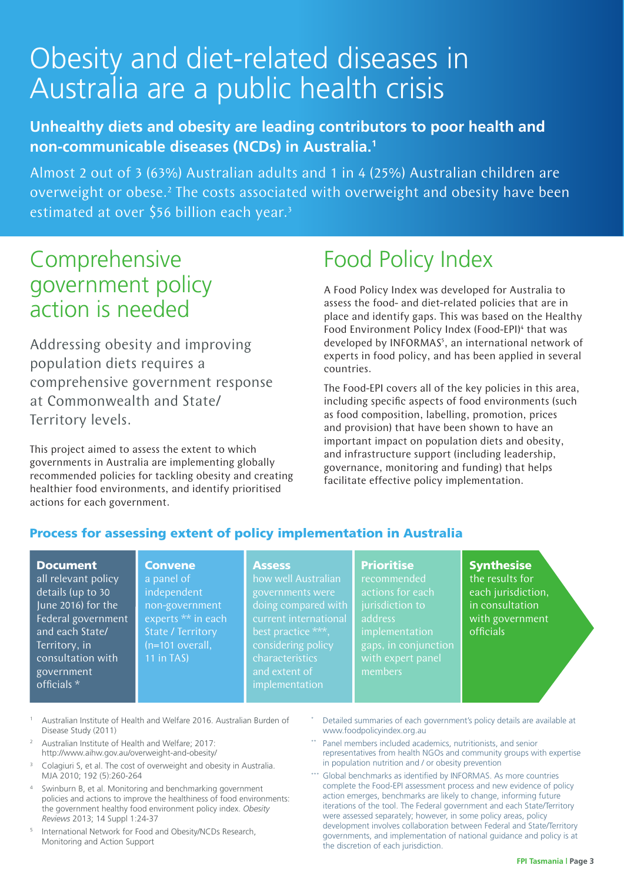# Obesity and diet-related diseases in Australia are a public health crisis

**Unhealthy diets and obesity are leading contributors to poor health and non-communicable diseases (NCDs) in Australia.[1]**

Almost 2 out of 3 (63%) Australian adults and 1 in 4 (25%) Australian children are overweight or obese.[2] The costs associated with overweight and obesity have been estimated at over $56 billion each year.[3]

## Comprehensive government policy action is needed

Addressing obesity and improving population diets requires a comprehensive government response at Commonwealth and State/Territory levels.

This project aimed to assess the extent to which governments in Australia are implementing globally recommended policies for tackling obesity and creating healthier food environments, and identify prioritised actions for each government.

## Food Policy Index

A Food Policy Index was developed for Australia to assess the food- and diet-related policies that are in place and identify gaps. This was based on the Healthy Food Environment Policy Index (Food-EPI)[4] that was developed by INFORMAS[5], an international network of experts in food policy, and has been applied in several countries.

The Food-EPI covers all of the key policies in this area, including specific aspects of food environments (such as food composition, labelling, promotion, prices and provision) that have been shown to have an important impact on population diets and obesity, and infrastructure support (including leadership, governance, monitoring and funding) that helps facilitate effective policy implementation.

### Process for assessing extent of policy implementation in Australia

1. **Document** all relevant policy details (up to 30 June 2016) for the Federal government and each State/Territory, in consultation with government officials *
2. **Convene** a panel of independent non-government experts ** in each State / Territory (n=101 overall, 11 in TAS)
3. **Assess** how well Australian governments were doing compared with current international best practice ***, considering policy characteristics and extent of implementation
4. **Prioritise** recommended actions for each jurisdiction to address implementation gaps, in conjunction with expert panel members
5. **Synthesise** the results for each jurisdiction, in consultation with government officials

1. Australian Institute of Health and Welfare 2016. Australian Burden of Disease Study (2011)
2. Australian Institute of Health and Welfare; 2017: http://www.aihw.gov.au/overweight-and-obesity/
3. Colagiuri S, et al. The cost of overweight and obesity in Australia. MJA 2010; 192 (5):260-264
4. Swinburn B, et al. Monitoring and benchmarking government policies and actions to improve the healthiness of food environments: the government healthy food environment policy index. *Obesity Reviews* 2013; 14 Suppl 1:24-37
5. International Network for Food and Obesity/NCDs Research, Monitoring and Action Support

\* Detailed summaries of each government's policy details are available at www.foodpolicyindex.org.au

\** Panel members included academics, nutritionists, and senior representatives from health NGOs and community groups with expertise in population nutrition and / or obesity prevention

\*** Global benchmarks as identified by INFORMAS. As more countries complete the Food-EPI assessment process and new evidence of policy action emerges, benchmarks are likely to change, informing future iterations of the tool. The Federal government and each State/Territory were assessed separately; however, in some policy areas, policy development involves collaboration between Federal and State/Territory governments, and implementation of national guidance and policy is at the discretion of each jurisdiction.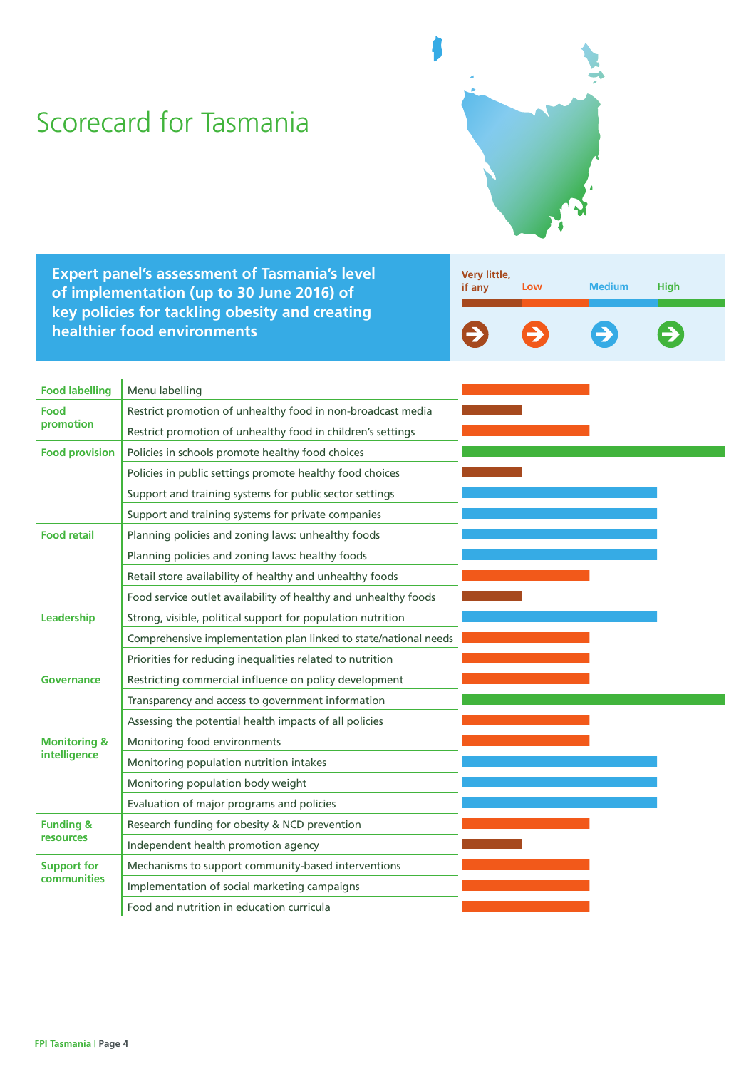# Scorecard for Tasmania

**Expert panel's assessment of Tasmania's level of implementation (up to 30 June 2016) of key policies for tackling obesity and creating healthier food environments**

Levels: Very little, if any | Low | Medium | High

| Domain | Policy | Level of implementation |
|---|---|---|
| Food labelling | Menu labelling | Low |
| Food promotion | Restrict promotion of unhealthy food in non-broadcast media | Very little, if any |
| | Restrict promotion of unhealthy food in children's settings | Low |
| Food provision | Policies in schools promote healthy food choices | High |
| | Policies in public settings promote healthy food choices | Very little, if any |
| | Support and training systems for public sector settings | Medium |
| | Support and training systems for private companies | Medium |
| Food retail | Planning policies and zoning laws: unhealthy foods | Medium |
| | Planning policies and zoning laws: healthy foods | Medium |
| | Retail store availability of healthy and unhealthy foods | Low |
| | Food service outlet availability of healthy and unhealthy foods | Very little, if any |
| Leadership | Strong, visible, political support for population nutrition | Medium |
| | Comprehensive implementation plan linked to state/national needs | Low |
| | Priorities for reducing inequalities related to nutrition | Low |
| Governance | Restricting commercial influence on policy development | Low |
| | Transparency and access to government information | High |
| | Assessing the potential health impacts of all policies | Low |
| Monitoring & intelligence | Monitoring food environments | Low |
| | Monitoring population nutrition intakes | Medium |
| | Monitoring population body weight | Medium |
| | Evaluation of major programs and policies | Medium |
| Funding & resources | Research funding for obesity & NCD prevention | Low |
| | Independent health promotion agency | Very little, if any |
| Support for communities | Mechanisms to support community-based interventions | Low |
| | Implementation of social marketing campaigns | Low |
| | Food and nutrition in education curricula | Low |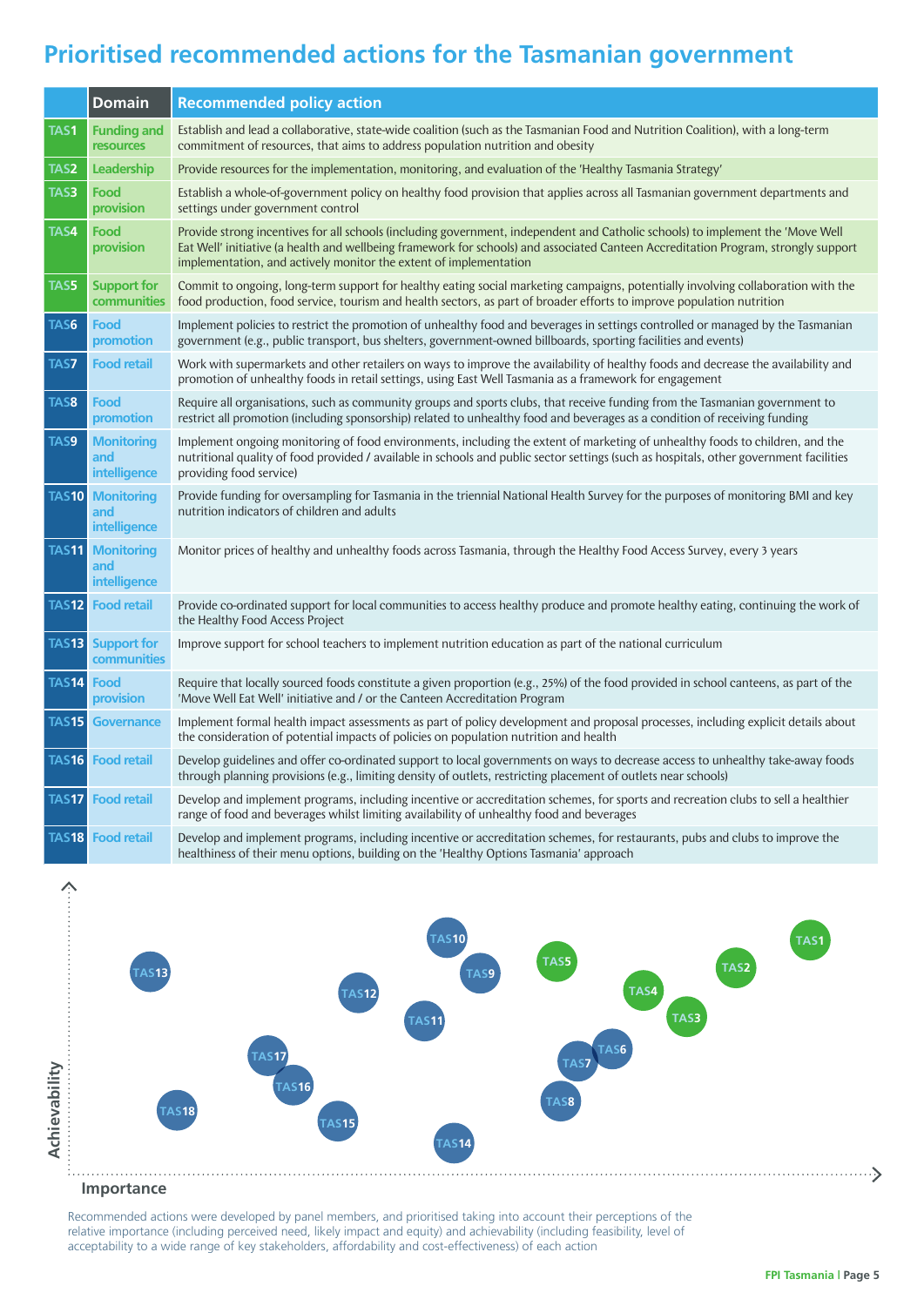# Prioritised recommended actions for the Tasmanian government

| | Domain | Recommended policy action |
|---|---|---|
| TAS1 | Funding and resources | Establish and lead a collaborative, state-wide coalition (such as the Tasmanian Food and Nutrition Coalition), with a long-term commitment of resources, that aims to address population nutrition and obesity |
| TAS2 | Leadership | Provide resources for the implementation, monitoring, and evaluation of the 'Healthy Tasmania Strategy' |
| TAS3 | Food provision | Establish a whole-of-government policy on healthy food provision that applies across all Tasmanian government departments and settings under government control |
| TAS4 | Food provision | Provide strong incentives for all schools (including government, independent and Catholic schools) to implement the 'Move Well Eat Well' initiative (a health and wellbeing framework for schools) and associated Canteen Accreditation Program, strongly support implementation, and actively monitor the extent of implementation |
| TAS5 | Support for communities | Commit to ongoing, long-term support for healthy eating social marketing campaigns, potentially involving collaboration with the food production, food service, tourism and health sectors, as part of broader efforts to improve population nutrition |
| TAS6 | Food promotion | Implement policies to restrict the promotion of unhealthy food and beverages in settings controlled or managed by the Tasmanian government (e.g., public transport, bus shelters, government-owned billboards, sporting facilities and events) |
| TAS7 | Food retail | Work with supermarkets and other retailers on ways to improve the availability of healthy foods and decrease the availability and promotion of unhealthy foods in retail settings, using East Well Tasmania as a framework for engagement |
| TAS8 | Food promotion | Require all organisations, such as community groups and sports clubs, that receive funding from the Tasmanian government to restrict all promotion (including sponsorship) related to unhealthy food and beverages as a condition of receiving funding |
| TAS9 | Monitoring and intelligence | Implement ongoing monitoring of food environments, including the extent of marketing of unhealthy foods to children, and the nutritional quality of food provided / available in schools and public sector settings (such as hospitals, other government facilities providing food service) |
| TAS10 | Monitoring and intelligence | Provide funding for oversampling for Tasmania in the triennial National Health Survey for the purposes of monitoring BMI and key nutrition indicators of children and adults |
| TAS11 | Monitoring and intelligence | Monitor prices of healthy and unhealthy foods across Tasmania, through the Healthy Food Access Survey, every 3 years |
| TAS12 | Food retail | Provide co-ordinated support for local communities to access healthy produce and promote healthy eating, continuing the work of the Healthy Food Access Project |
| TAS13 | Support for communities | Improve support for school teachers to implement nutrition education as part of the national curriculum |
| TAS14 | Food provision | Require that locally sourced foods constitute a given proportion (e.g., 25%) of the food provided in school canteens, as part of the 'Move Well Eat Well' initiative and / or the Canteen Accreditation Program |
| TAS15 | Governance | Implement formal health impact assessments as part of policy development and proposal processes, including explicit details about the consideration of potential impacts of policies on population nutrition and health |
| TAS16 | Food retail | Develop guidelines and offer co-ordinated support to local governments on ways to decrease access to unhealthy take-away foods through planning provisions (e.g., limiting density of outlets, restricting placement of outlets near schools) |
| TAS17 | Food retail | Develop and implement programs, including incentive or accreditation schemes, for sports and recreation clubs to sell a healthier range of food and beverages whilst limiting availability of unhealthy food and beverages |
| TAS18 | Food retail | Develop and implement programs, including incentive or accreditation schemes, for restaurants, pubs and clubs to improve the healthiness of their menu options, building on the 'Healthy Options Tasmania' approach |

Recommended actions were developed by panel members, and prioritised taking into account their perceptions of the relative importance (including perceived need, likely impact and equity) and achievability (including feasibility, level of acceptability to a wide range of key stakeholders, affordability and cost-effectiveness) of each action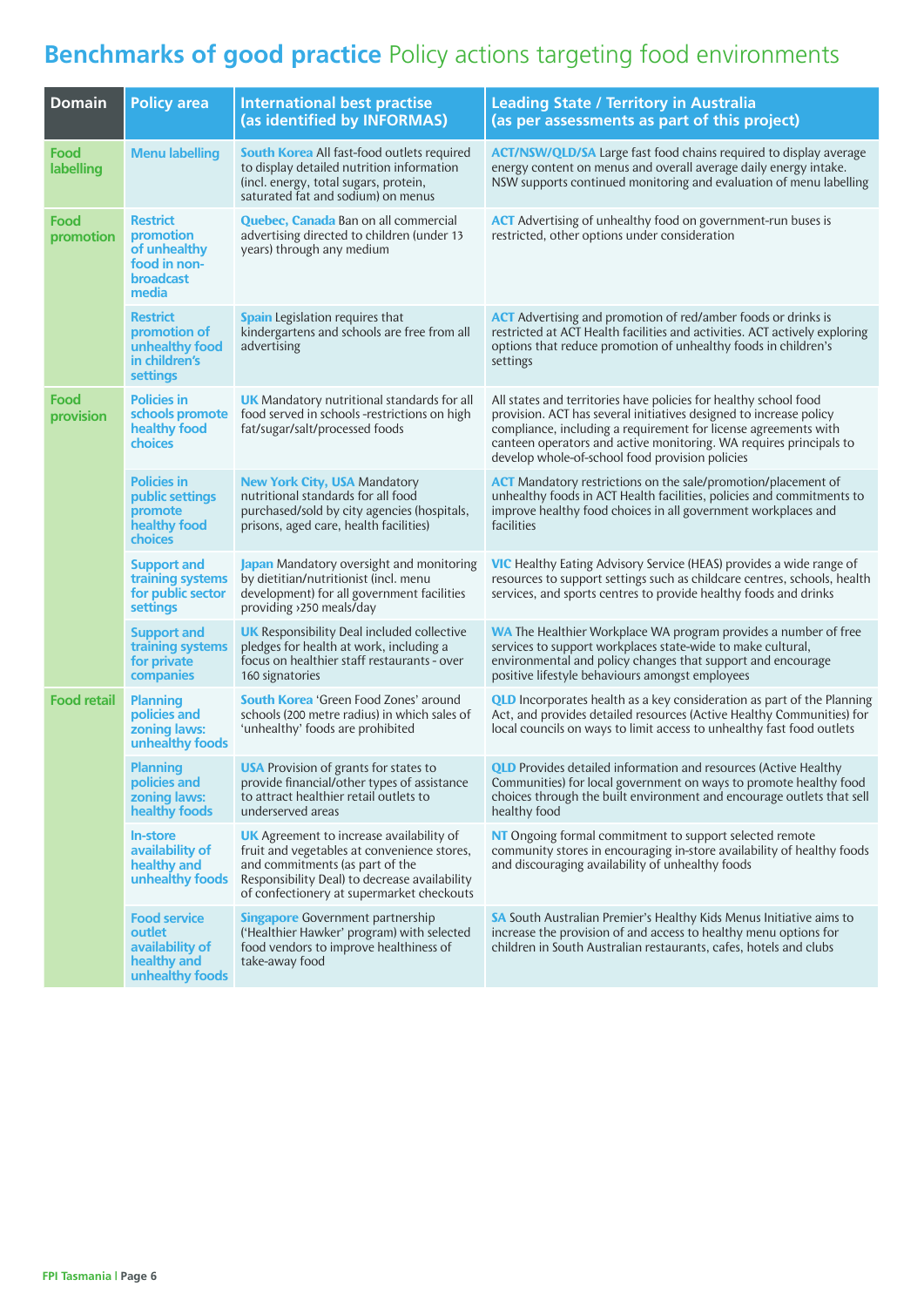# Benchmarks of good practice Policy actions targeting food environments

| Domain | Policy area | International best practise (as identified by INFORMAS) | Leading State / Territory in Australia (as per assessments as part of this project) |
|---|---|---|---|
| Food labelling | Menu labelling | **South Korea** All fast-food outlets required to display detailed nutrition information (incl. energy, total sugars, protein, saturated fat and sodium) on menus | **ACT/NSW/QLD/SA** Large fast food chains required to display average energy content on menus and overall average daily energy intake. NSW supports continued monitoring and evaluation of menu labelling |
| Food promotion | Restrict promotion of unhealthy food in non-broadcast media | **Quebec, Canada** Ban on all commercial advertising directed to children (under 13 years) through any medium | **ACT** Advertising of unhealthy food on government-run buses is restricted, other options under consideration |
| | Restrict promotion of unhealthy food in children's settings | **Spain** Legislation requires that kindergartens and schools are free from all advertising | **ACT** Advertising and promotion of red/amber foods or drinks is restricted at ACT Health facilities and activities. ACT actively exploring options that reduce promotion of unhealthy foods in children's settings |
| Food provision | Policies in schools promote healthy food choices | **UK** Mandatory nutritional standards for all food served in schools -restrictions on high fat/sugar/salt/processed foods | All states and territories have policies for healthy school food provision. ACT has several initiatives designed to increase policy compliance, including a requirement for license agreements with canteen operators and active monitoring. WA requires principals to develop whole-of-school food provision policies |
| | Policies in public settings promote healthy food choices | **New York City, USA** Mandatory nutritional standards for all food purchased/sold by city agencies (hospitals, prisons, aged care, health facilities) | **ACT** Mandatory restrictions on the sale/promotion/placement of unhealthy foods in ACT Health facilities, policies and commitments to improve healthy food choices in all government workplaces and facilities |
| | Support and training systems for public sector settings | **Japan** Mandatory oversight and monitoring by dietitian/nutritionist (incl. menu development) for all government facilities providing ›250 meals/day | **VIC** Healthy Eating Advisory Service (HEAS) provides a wide range of resources to support settings such as childcare centres, schools, health services, and sports centres to provide healthy foods and drinks |
| | Support and training systems for private companies | **UK** Responsibility Deal included collective pledges for health at work, including a focus on healthier staff restaurants - over 160 signatories | **WA** The Healthier Workplace WA program provides a number of free services to support workplaces state-wide to make cultural, environmental and policy changes that support and encourage positive lifestyle behaviours amongst employees |
| Food retail | Planning policies and zoning laws: unhealthy foods | **South Korea** 'Green Food Zones' around schools (200 metre radius) in which sales of 'unhealthy' foods are prohibited | **QLD** Incorporates health as a key consideration as part of the Planning Act, and provides detailed resources (Active Healthy Communities) for local councils on ways to limit access to unhealthy fast food outlets |
| | Planning policies and zoning laws: healthy foods | **USA** Provision of grants for states to provide financial/other types of assistance to attract healthier retail outlets to underserved areas | **QLD** Provides detailed information and resources (Active Healthy Communities) for local government on ways to promote healthy food choices through the built environment and encourage outlets that sell healthy food |
| | In-store availability of healthy and unhealthy foods | **UK** Agreement to increase availability of fruit and vegetables at convenience stores, and commitments (as part of the Responsibility Deal) to decrease availability of confectionery at supermarket checkouts | **NT** Ongoing formal commitment to support selected remote community stores in encouraging in-store availability of healthy foods and discouraging availability of unhealthy foods |
| | Food service outlet availability of healthy and unhealthy foods | **Singapore** Government partnership ('Healthier Hawker' program) with selected food vendors to improve healthiness of take-away food | **SA** South Australian Premier's Healthy Kids Menus Initiative aims to increase the provision of and access to healthy menu options for children in South Australian restaurants, cafes, hotels and clubs |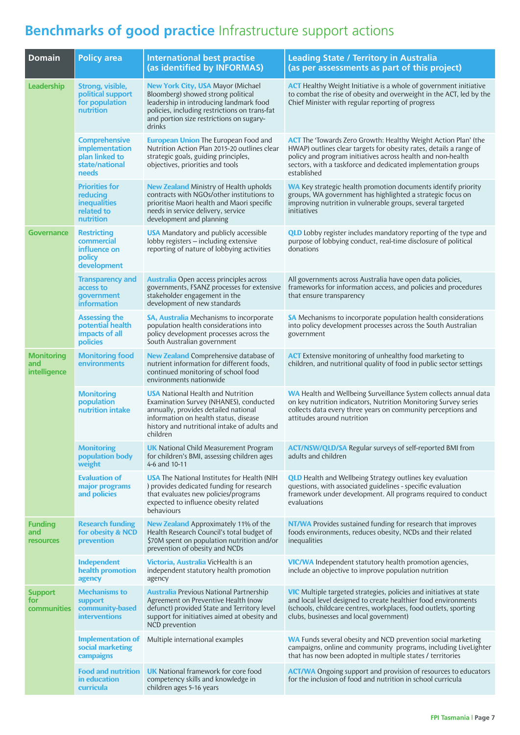# **Benchmarks of good practice** Infrastructure support actions

| Domain | Policy area | International best practise (as identified by INFORMAS) | Leading State / Territory in Australia (as per assessments as part of this project) |
|---|---|---|---|
| **Leadership** | **Strong, visible, political support for population nutrition** | **New York City, USA** Mayor (Michael Bloomberg) showed strong political leadership in introducing landmark food policies, including restrictions on trans-fat and portion size restrictions on sugary-drinks | **ACT** Healthy Weight Initiative is a whole of government initiative to combat the rise of obesity and overweight in the ACT, led by the Chief Minister with regular reporting of progress |
| | **Comprehensive implementation plan linked to state/national needs** | **European Union** The European Food and Nutrition Action Plan 2015-20 outlines clear strategic goals, guiding principles, objectives, priorities and tools | **ACT** The 'Towards Zero Growth: Healthy Weight Action Plan' (the HWAP) outlines clear targets for obesity rates, details a range of policy and program initiatives across health and non-health sectors, with a taskforce and dedicated implementation groups established |
| | **Priorities for reducing inequalities related to nutrition** | **New Zealand** Ministry of Health upholds contracts with NGOs/other institutions to prioritise Maori health and Maori specific needs in service delivery, service development and planning | **WA** Key strategic health promotion documents identify priority groups, WA government has highlighted a strategic focus on improving nutrition in vulnerable groups, several targeted initiatives |
| **Governance** | **Restricting commercial influence on policy development** | **USA** Mandatory and publicly accessible lobby registers – including extensive reporting of nature of lobbying activities | **QLD** Lobby register includes mandatory reporting of the type and purpose of lobbying conduct, real-time disclosure of political donations |
| | **Transparency and access to government information** | **Australia** Open access principles across governments, FSANZ processes for extensive stakeholder engagement in the development of new standards | All governments across Australia have open data policies, frameworks for information access, and policies and procedures that ensure transparency |
| | **Assessing the potential health impacts of all policies** | **SA, Australia** Mechanisms to incorporate population health considerations into policy development processes across the South Australian government | **SA** Mechanisms to incorporate population health considerations into policy development processes across the South Australian government |
| **Monitoring and intelligence** | **Monitoring food environments** | **New Zealand** Comprehensive database of nutrient information for different foods, continued monitoring of school food environments nationwide | **ACT** Extensive monitoring of unhealthy food marketing to children, and nutritional quality of food in public sector settings |
| | **Monitoring population nutrition intake** | **USA** National Health and Nutrition Examination Survey (NHANES), conducted annually, provides detailed national information on health status, disease history and nutritional intake of adults and children | **WA** Health and Wellbeing Surveillance System collects annual data on key nutrition indicators, Nutrition Monitoring Survey series collects data every three years on community perceptions and attitudes around nutrition |
| | **Monitoring population body weight** | **UK** National Child Measurement Program for children's BMI, assessing children ages 4-6 and 10-11 | **ACT/NSW/QLD/SA** Regular surveys of self-reported BMI from adults and children |
| | **Evaluation of major programs and policies** | **USA** The National Institutes for Health (NIH ) provides dedicated funding for research that evaluates new policies/programs expected to influence obesity related behaviours | **QLD** Health and Wellbeing Strategy outlines key evaluation questions, with associated guidelines - specific evaluation framework under development. All programs required to conduct evaluations |
| **Funding and resources** | **Research funding for obesity & NCD prevention** | **New Zealand** Approximately 11% of the Health Research Council's total budget of $70M spent on population nutrition and/or prevention of obesity and NCDs | **NT/WA** Provides sustained funding for research that improves foods environments, reduces obesity, NCDs and their related inequalities |
| | **Independent health promotion agency** | **Victoria, Australia** VicHealth is an independent statutory health promotion agency | **VIC/WA** Independent statutory health promotion agencies, include an objective to improve population nutrition |
| **Support for communities** | **Mechanisms to support community-based interventions** | **Australia** Previous National Partnership Agreement on Preventive Health (now defunct) provided State and Territory level support for initiatives aimed at obesity and NCD prevention | **VIC** Multiple targeted strategies, policies and initiatives at state and local level designed to create healthier food environments (schools, childcare centres, workplaces, food outlets, sporting clubs, businesses and local government) |
| | **Implementation of social marketing campaigns** | Multiple international examples | **WA** Funds several obesity and NCD prevention social marketing campaigns, online and community programs, including LiveLighter that has now been adopted in multiple states / territories |
| | **Food and nutrition in education curricula** | **UK** National framework for core food competency skills and knowledge in children ages 5-16 years | **ACT/WA** Ongoing support and provision of resources to educators for the inclusion of food and nutrition in school curricula |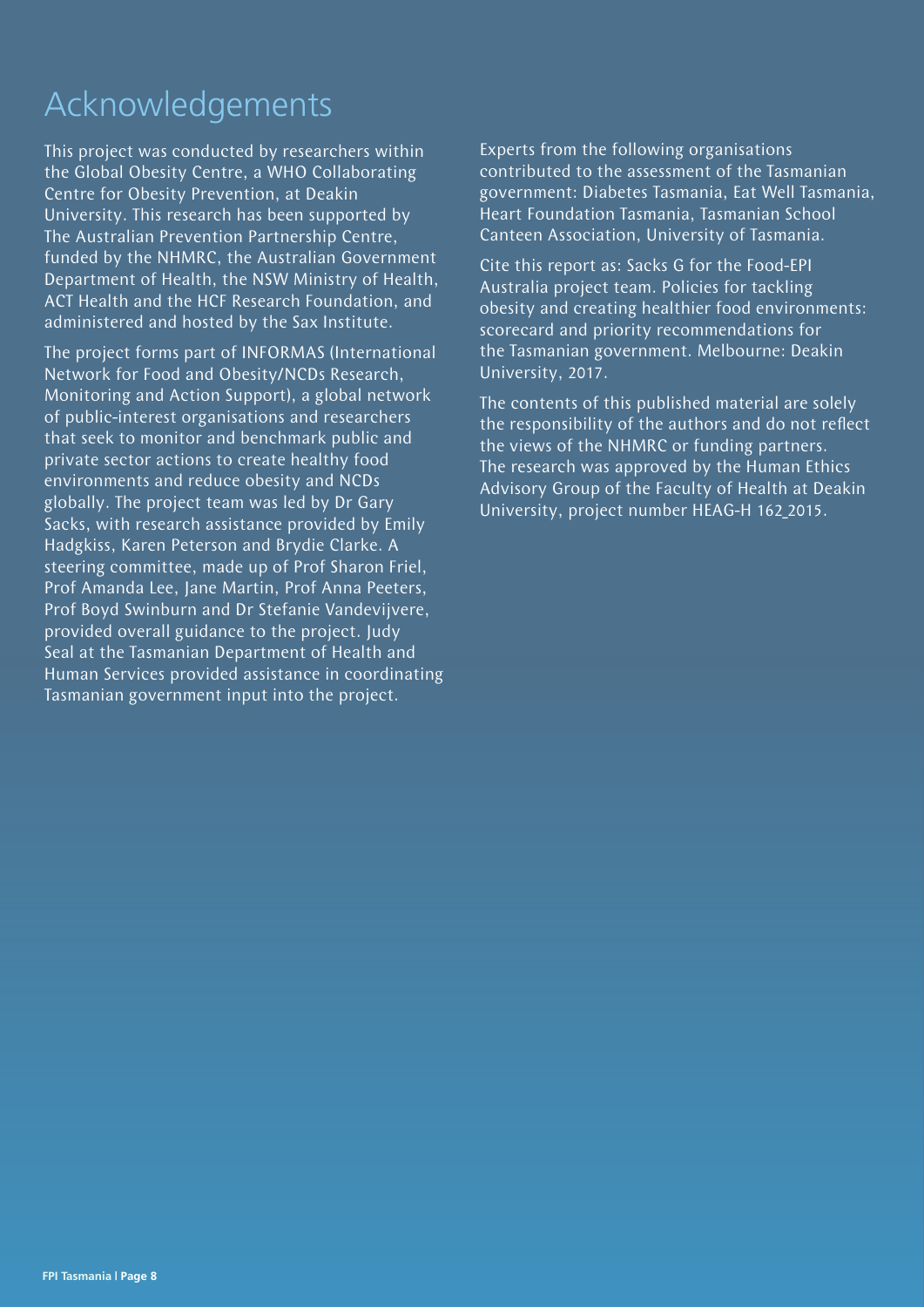# Acknowledgements

This project was conducted by researchers within the Global Obesity Centre, a WHO Collaborating Centre for Obesity Prevention, at Deakin University. This research has been supported by The Australian Prevention Partnership Centre, funded by the NHMRC, the Australian Government Department of Health, the NSW Ministry of Health, ACT Health and the HCF Research Foundation, and administered and hosted by the Sax Institute.

The project forms part of INFORMAS (International Network for Food and Obesity/NCDs Research, Monitoring and Action Support), a global network of public-interest organisations and researchers that seek to monitor and benchmark public and private sector actions to create healthy food environments and reduce obesity and NCDs globally. The project team was led by Dr Gary Sacks, with research assistance provided by Emily Hadgkiss, Karen Peterson and Brydie Clarke. A steering committee, made up of Prof Sharon Friel, Prof Amanda Lee, Jane Martin, Prof Anna Peeters, Prof Boyd Swinburn and Dr Stefanie Vandevijvere, provided overall guidance to the project. Judy Seal at the Tasmanian Department of Health and Human Services provided assistance in coordinating Tasmanian government input into the project.

Experts from the following organisations contributed to the assessment of the Tasmanian government: Diabetes Tasmania, Eat Well Tasmania, Heart Foundation Tasmania, Tasmanian School Canteen Association, University of Tasmania.

Cite this report as: Sacks G for the Food-EPI Australia project team. Policies for tackling obesity and creating healthier food environments: scorecard and priority recommendations for the Tasmanian government. Melbourne: Deakin University, 2017.

The contents of this published material are solely the responsibility of the authors and do not reflect the views of the NHMRC or funding partners. The research was approved by the Human Ethics Advisory Group of the Faculty of Health at Deakin University, project number HEAG-H 162_2015.